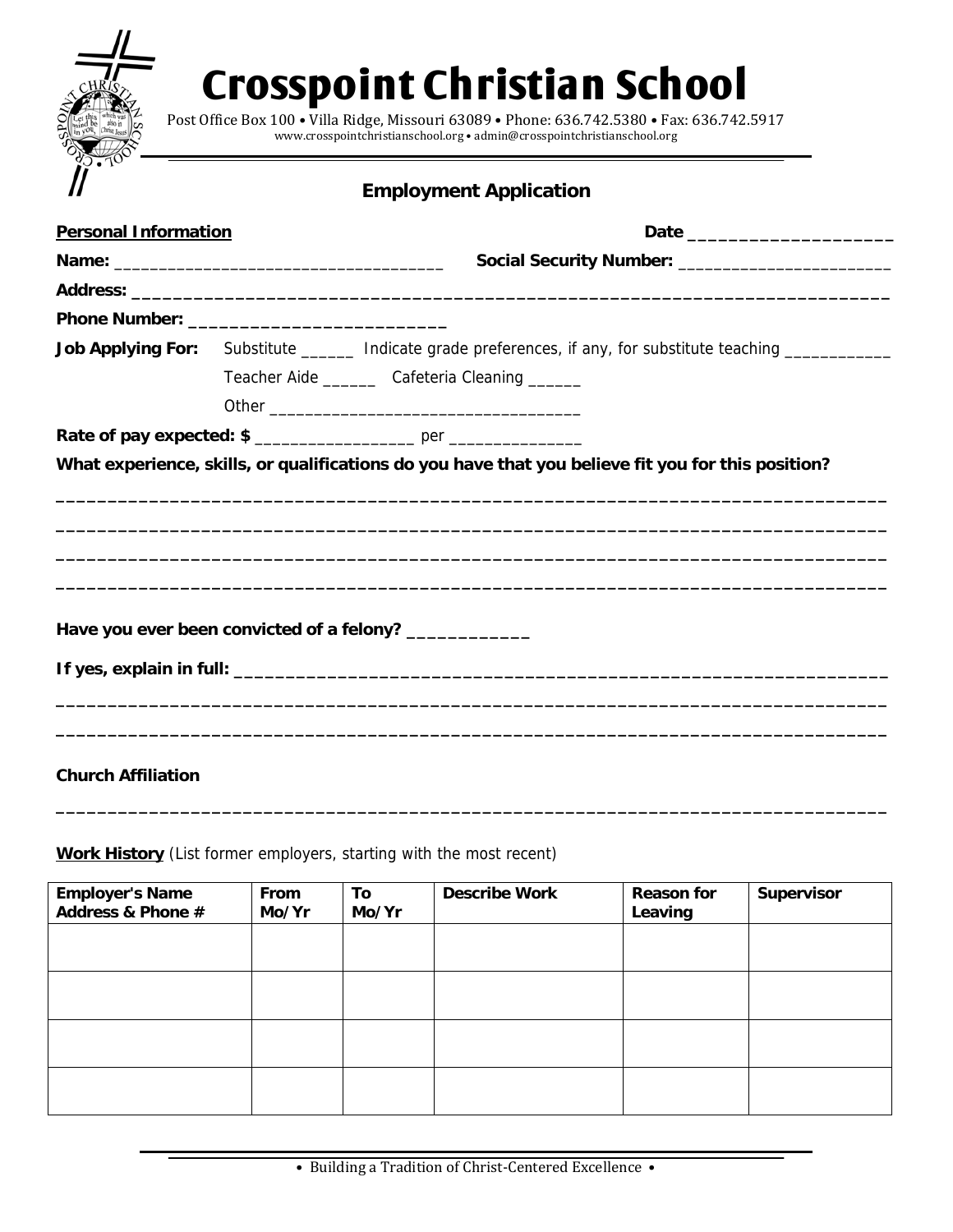# Crosspoint Christian School

Post Office Box 100 • Villa Ridge, Missouri 63089 • Phone: 636.742.5380 • Fax: 636.742.5917
www.crosspointchristianschool.org • admin@crosspointchristianschool.org

## Employment Application

**Personal Information** **Date** ____________________

**Name:** ____________________________________ **Social Security Number:** ________________________

**Address:** ______________________________________________________________________________

**Phone Number:** _________________________

**Job Applying For:** Substitute ______ Indicate grade preferences, if any, for substitute teaching ____________

Teacher Aide ______ Cafeteria Cleaning ______

Other ___________________________________

**Rate of pay expected: $** _________________ per _______________

**What experience, skills, or qualifications do you have that you believe fit you for this position?**

______________________________________________________________________________

______________________________________________________________________________

______________________________________________________________________________

______________________________________________________________________________

**Have you ever been convicted of a felony?** ____________

**If yes, explain in full:** ______________________________________________________________

______________________________________________________________________________

______________________________________________________________________________

**Church Affiliation**

______________________________________________________________________________

**Work History** (List former employers, starting with the most recent)

| Employer's Name Address & Phone # | From Mo/Yr | To Mo/Yr | Describe Work | Reason for Leaving | Supervisor |
|---|---|---|---|---|---|
| | | | | | |
| | | | | | |
| | | | | | |
| | | | | | |

• Building a Tradition of Christ-Centered Excellence •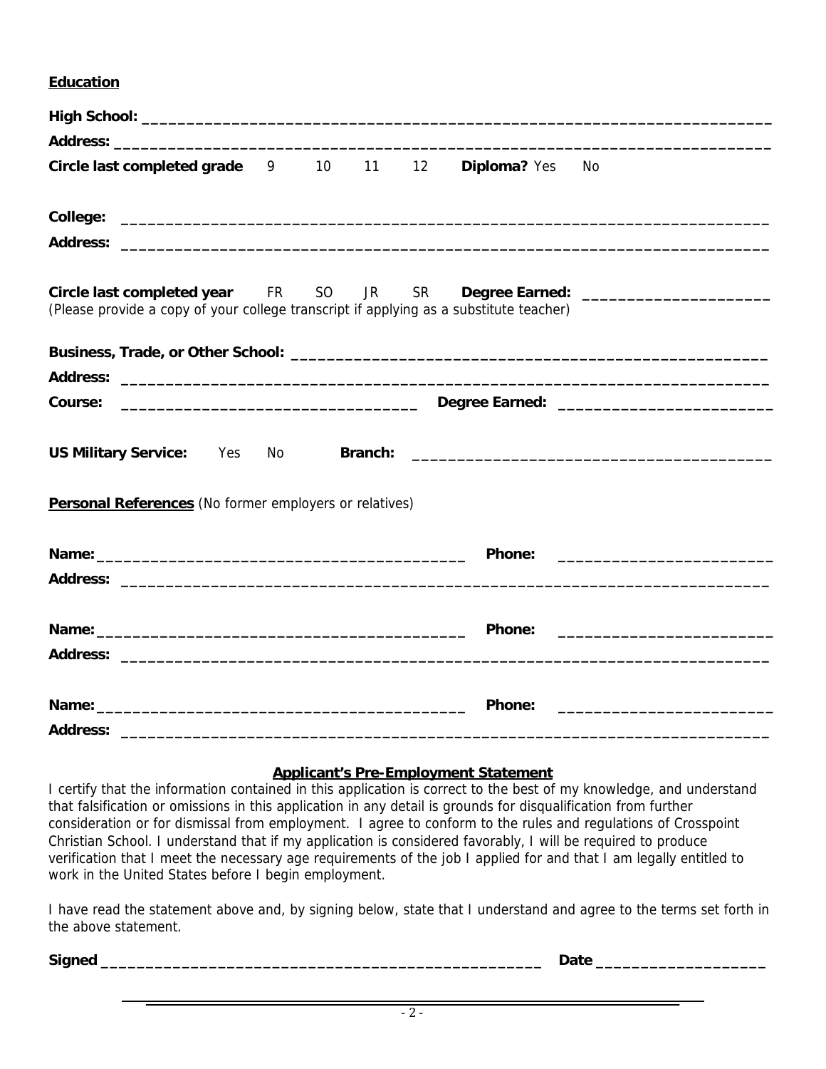**Education**

**High School:** ___________________________________________________________________________

**Address:** ______________________________________________________________________________

**Circle last completed grade** 9 10 11 12 **Diploma?** Yes No

**College:** ______________________________________________________________________________

**Address:** ______________________________________________________________________________

**Circle last completed year** FR SO JR SR **Degree Earned:** _____________________

(Please provide a copy of your college transcript if applying as a substitute teacher)

**Business, Trade, or Other School:** _______________________________________________________

**Address:** ______________________________________________________________________________

**Course:** __________________________________ **Degree Earned:** ________________________

**US Military Service:** Yes No **Branch:** ________________________________________

**Personal References** (No former employers or relatives)

**Name:** ________________________________________ **Phone:** ________________________

**Address:** ______________________________________________________________________________

**Name:** ________________________________________ **Phone:** ________________________

**Address:** ______________________________________________________________________________

**Name:** ________________________________________ **Phone:** ________________________

**Address:** ______________________________________________________________________________

**Applicant's Pre-Employment Statement**

I certify that the information contained in this application is correct to the best of my knowledge, and understand that falsification or omissions in this application in any detail is grounds for disqualification from further consideration or for dismissal from employment. I agree to conform to the rules and regulations of Crosspoint Christian School. I understand that if my application is considered favorably, I will be required to produce verification that I meet the necessary age requirements of the job I applied for and that I am legally entitled to work in the United States before I begin employment.

I have read the statement above and, by signing below, state that I understand and agree to the terms set forth in the above statement.

**Signed** ___________________________________________________ **Date** ___________________